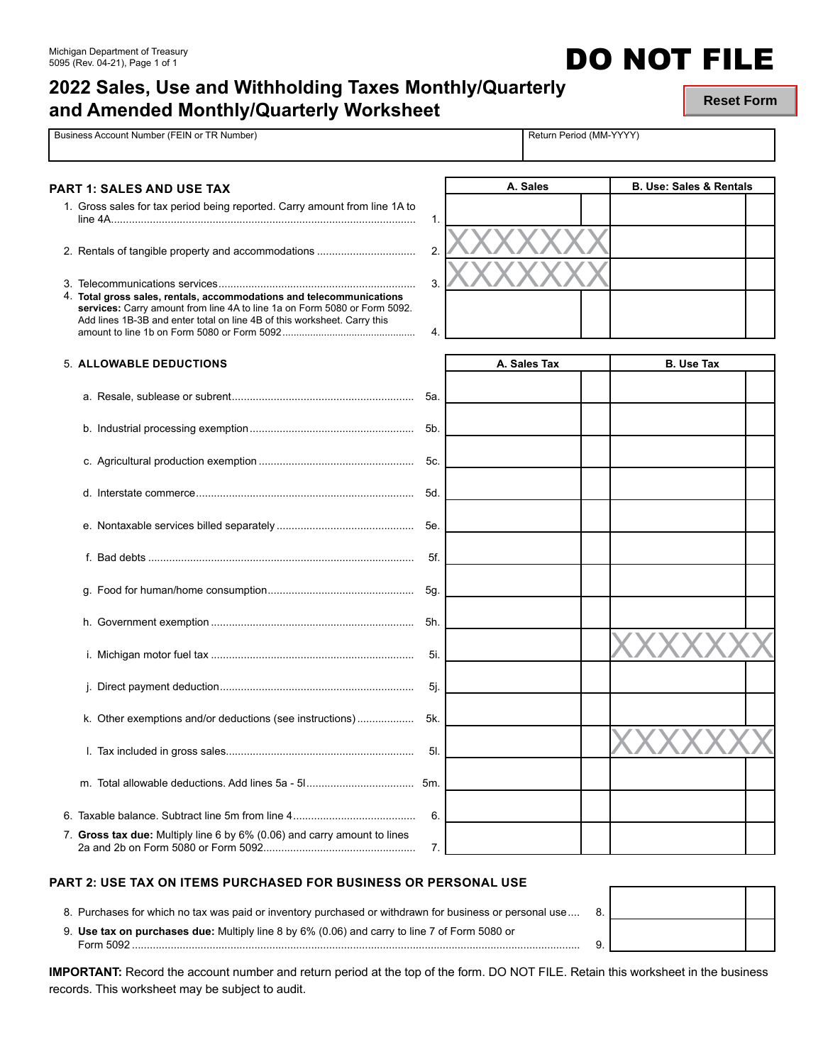Michigan Department of Treasury
5095 (Rev. 04-21), Page 1 of 1

# DO NOT FILE

## 2022 Sales, Use and Withholding Taxes Monthly/Quarterly and Amended Monthly/Quarterly Worksheet

Reset Form

| Business Account Number (FEIN or TR Number) | Return Period (MM-YYYY) |
|---|---|
| | |

### PART 1: SALES AND USE TAX

| | Line | A. Sales | B. Use: Sales & Rentals |
|---|---|---|---|
| 1. Gross sales for tax period being reported. Carry amount from line 1A to line 4A | 1. | | |
| 2. Rentals of tangible property and accommodations | 2. | XXXXXXX | |
| 3. Telecommunications services | 3. | XXXXXXX | |
| 4. **Total gross sales, rentals, accommodations and telecommunications services:** Carry amount from line 4A to line 1a on Form 5080 or Form 5092. Add lines 1B-3B and enter total on line 4B of this worksheet. Carry this amount to line 1b on Form 5080 or Form 5092 | 4. | | |

| 5. **ALLOWABLE DEDUCTIONS** | Line | A. Sales Tax | B. Use Tax |
|---|---|---|---|
| a. Resale, sublease or subrent | 5a. | | |
| b. Industrial processing exemption | 5b. | | |
| c. Agricultural production exemption | 5c. | | |
| d. Interstate commerce | 5d. | | |
| e. Nontaxable services billed separately | 5e. | | |
| f. Bad debts | 5f. | | |
| g. Food for human/home consumption | 5g. | | |
| h. Government exemption | 5h. | | |
| i. Michigan motor fuel tax | 5i. | | XXXXXXX |
| j. Direct payment deduction | 5j. | | |
| k. Other exemptions and/or deductions (see instructions) | 5k. | | |
| l. Tax included in gross sales | 5l. | | XXXXXXX |
| m. Total allowable deductions. Add lines 5a - 5l | 5m. | | |
| 6. Taxable balance. Subtract line 5m from line 4 | 6. | | |
| 7. **Gross tax due:** Multiply line 6 by 6% (0.06) and carry amount to lines 2a and 2b on Form 5080 or Form 5092 | 7. | | |

### PART 2: USE TAX ON ITEMS PURCHASED FOR BUSINESS OR PERSONAL USE

| | Line | Amount |
|---|---|---|
| 8. Purchases for which no tax was paid or inventory purchased or withdrawn for business or personal use | 8. | |
| 9. **Use tax on purchases due:** Multiply line 8 by 6% (0.06) and carry to line 7 of Form 5080 or Form 5092 | 9. | |

**IMPORTANT:** Record the account number and return period at the top of the form. DO NOT FILE. Retain this worksheet in the business records. This worksheet may be subject to audit.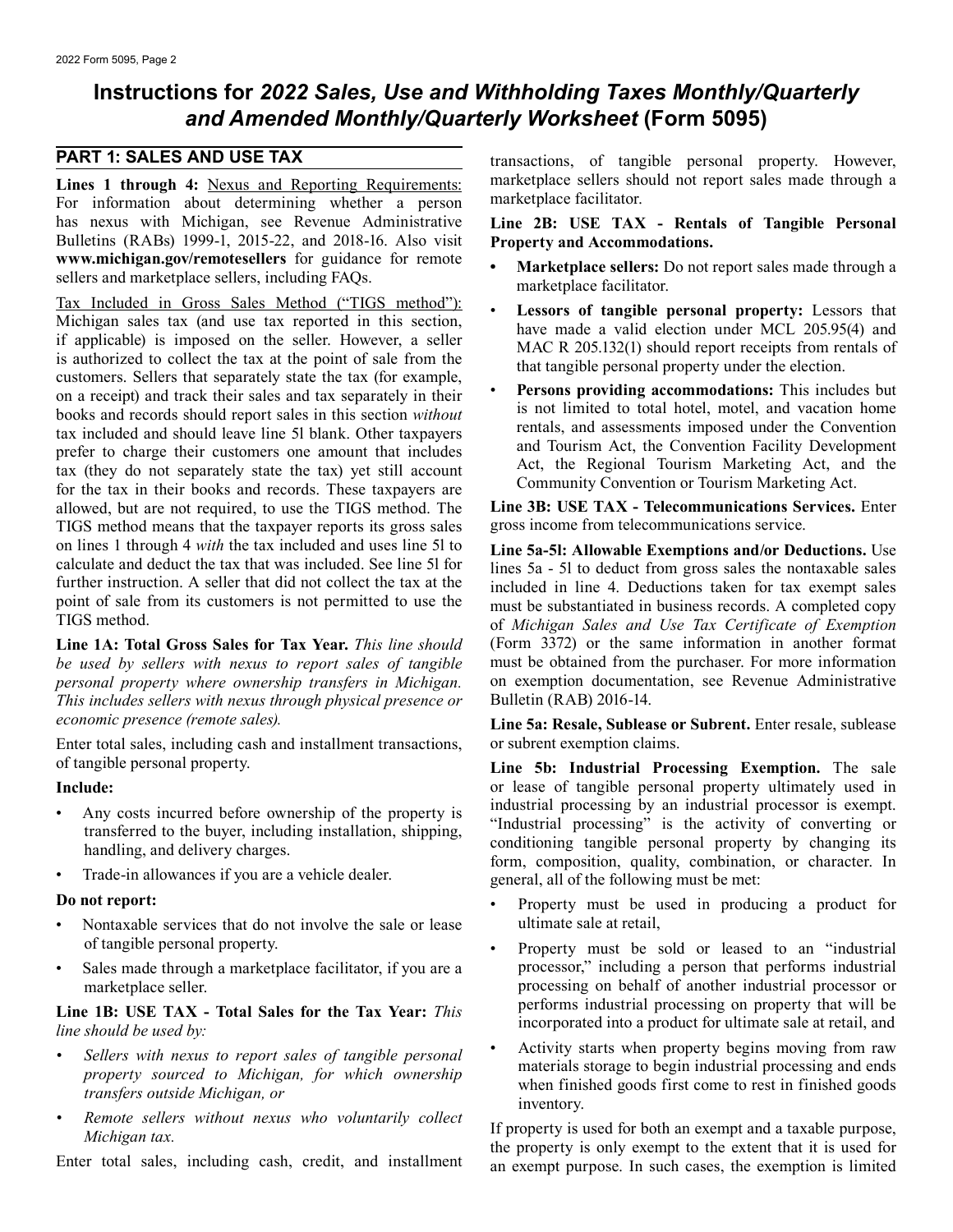# Instructions for *2022 Sales, Use and Withholding Taxes Monthly/Quarterly and Amended Monthly/Quarterly Worksheet* (Form 5095)

## PART 1: SALES AND USE TAX

**Lines 1 through 4:** Nexus and Reporting Requirements: For information about determining whether a person has nexus with Michigan, see Revenue Administrative Bulletins (RABs) 1999-1, 2015-22, and 2018-16. Also visit **www.michigan.gov/remotesellers** for guidance for remote sellers and marketplace sellers, including FAQs.

Tax Included in Gross Sales Method ("TIGS method"): Michigan sales tax (and use tax reported in this section, if applicable) is imposed on the seller. However, a seller is authorized to collect the tax at the point of sale from the customers. Sellers that separately state the tax (for example, on a receipt) and track their sales and tax separately in their books and records should report sales in this section *without* tax included and should leave line 5l blank. Other taxpayers prefer to charge their customers one amount that includes tax (they do not separately state the tax) yet still account for the tax in their books and records. These taxpayers are allowed, but are not required, to use the TIGS method. The TIGS method means that the taxpayer reports its gross sales on lines 1 through 4 *with* the tax included and uses line 5l to calculate and deduct the tax that was included. See line 5l for further instruction. A seller that did not collect the tax at the point of sale from its customers is not permitted to use the TIGS method.

**Line 1A: Total Gross Sales for Tax Year.** *This line should be used by sellers with nexus to report sales of tangible personal property where ownership transfers in Michigan. This includes sellers with nexus through physical presence or economic presence (remote sales).*

Enter total sales, including cash and installment transactions, of tangible personal property.

**Include:**

- Any costs incurred before ownership of the property is transferred to the buyer, including installation, shipping, handling, and delivery charges.
- Trade-in allowances if you are a vehicle dealer.

**Do not report:**

- Nontaxable services that do not involve the sale or lease of tangible personal property.
- Sales made through a marketplace facilitator, if you are a marketplace seller.

**Line 1B: USE TAX - Total Sales for the Tax Year:** *This line should be used by:*

- *Sellers with nexus to report sales of tangible personal property sourced to Michigan, for which ownership transfers outside Michigan, or*
- *Remote sellers without nexus who voluntarily collect Michigan tax.*

Enter total sales, including cash, credit, and installment transactions, of tangible personal property. However, marketplace sellers should not report sales made through a marketplace facilitator.

**Line 2B: USE TAX - Rentals of Tangible Personal Property and Accommodations.**

- **Marketplace sellers:** Do not report sales made through a marketplace facilitator.
- **Lessors of tangible personal property:** Lessors that have made a valid election under MCL 205.95(4) and MAC R 205.132(1) should report receipts from rentals of that tangible personal property under the election.
- **Persons providing accommodations:** This includes but is not limited to total hotel, motel, and vacation home rentals, and assessments imposed under the Convention and Tourism Act, the Convention Facility Development Act, the Regional Tourism Marketing Act, and the Community Convention or Tourism Marketing Act.

**Line 3B: USE TAX - Telecommunications Services.** Enter gross income from telecommunications service.

**Line 5a-5l: Allowable Exemptions and/or Deductions.** Use lines 5a - 5l to deduct from gross sales the nontaxable sales included in line 4. Deductions taken for tax exempt sales must be substantiated in business records. A completed copy of *Michigan Sales and Use Tax Certificate of Exemption* (Form 3372) or the same information in another format must be obtained from the purchaser. For more information on exemption documentation, see Revenue Administrative Bulletin (RAB) 2016-14.

**Line 5a: Resale, Sublease or Subrent.** Enter resale, sublease or subrent exemption claims.

**Line 5b: Industrial Processing Exemption.** The sale or lease of tangible personal property ultimately used in industrial processing by an industrial processor is exempt. "Industrial processing" is the activity of converting or conditioning tangible personal property by changing its form, composition, quality, combination, or character. In general, all of the following must be met:

- Property must be used in producing a product for ultimate sale at retail,
- Property must be sold or leased to an "industrial processor," including a person that performs industrial processing on behalf of another industrial processor or performs industrial processing on property that will be incorporated into a product for ultimate sale at retail, and
- Activity starts when property begins moving from raw materials storage to begin industrial processing and ends when finished goods first come to rest in finished goods inventory.

If property is used for both an exempt and a taxable purpose, the property is only exempt to the extent that it is used for an exempt purpose. In such cases, the exemption is limited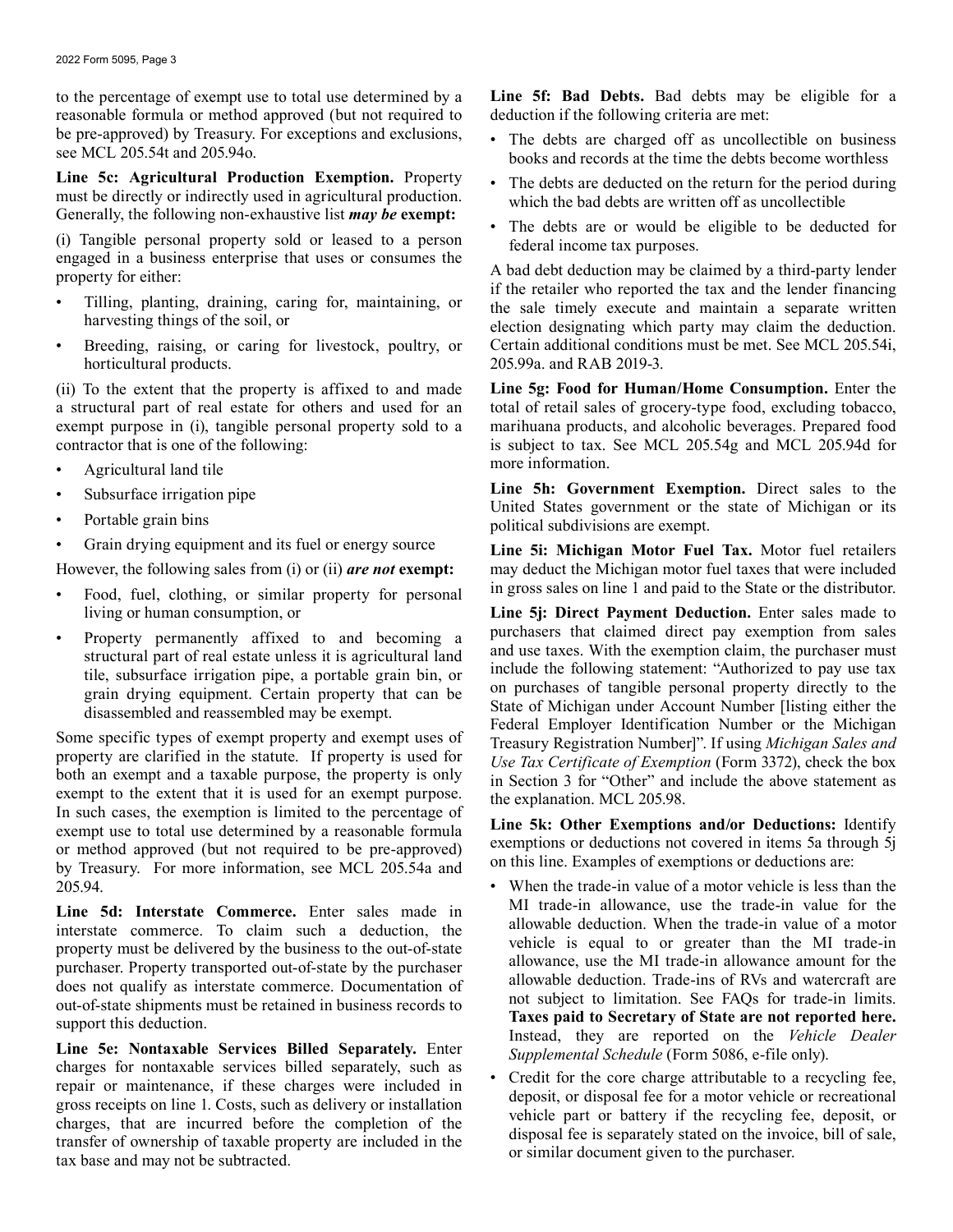to the percentage of exempt use to total use determined by a reasonable formula or method approved (but not required to be pre-approved) by Treasury. For exceptions and exclusions, see MCL 205.54t and 205.94o.

**Line 5c: Agricultural Production Exemption.** Property must be directly or indirectly used in agricultural production. Generally, the following non-exhaustive list ***may be*** **exempt:**

(i) Tangible personal property sold or leased to a person engaged in a business enterprise that uses or consumes the property for either:

- Tilling, planting, draining, caring for, maintaining, or harvesting things of the soil, or
- Breeding, raising, or caring for livestock, poultry, or horticultural products.

(ii) To the extent that the property is affixed to and made a structural part of real estate for others and used for an exempt purpose in (i), tangible personal property sold to a contractor that is one of the following:

- Agricultural land tile
- Subsurface irrigation pipe
- Portable grain bins
- Grain drying equipment and its fuel or energy source

However, the following sales from (i) or (ii) ***are not*** **exempt:**

- Food, fuel, clothing, or similar property for personal living or human consumption, or
- Property permanently affixed to and becoming a structural part of real estate unless it is agricultural land tile, subsurface irrigation pipe, a portable grain bin, or grain drying equipment. Certain property that can be disassembled and reassembled may be exempt.

Some specific types of exempt property and exempt uses of property are clarified in the statute. If property is used for both an exempt and a taxable purpose, the property is only exempt to the extent that it is used for an exempt purpose. In such cases, the exemption is limited to the percentage of exempt use to total use determined by a reasonable formula or method approved (but not required to be pre-approved) by Treasury. For more information, see MCL 205.54a and 205.94.

**Line 5d: Interstate Commerce.** Enter sales made in interstate commerce. To claim such a deduction, the property must be delivered by the business to the out-of-state purchaser. Property transported out-of-state by the purchaser does not qualify as interstate commerce. Documentation of out-of-state shipments must be retained in business records to support this deduction.

**Line 5e: Nontaxable Services Billed Separately.** Enter charges for nontaxable services billed separately, such as repair or maintenance, if these charges were included in gross receipts on line 1. Costs, such as delivery or installation charges, that are incurred before the completion of the transfer of ownership of taxable property are included in the tax base and may not be subtracted.

**Line 5f: Bad Debts.** Bad debts may be eligible for a deduction if the following criteria are met:

- The debts are charged off as uncollectible on business books and records at the time the debts become worthless
- The debts are deducted on the return for the period during which the bad debts are written off as uncollectible
- The debts are or would be eligible to be deducted for federal income tax purposes.

A bad debt deduction may be claimed by a third-party lender if the retailer who reported the tax and the lender financing the sale timely execute and maintain a separate written election designating which party may claim the deduction. Certain additional conditions must be met. See MCL 205.54i, 205.99a. and RAB 2019-3.

**Line 5g: Food for Human/Home Consumption.** Enter the total of retail sales of grocery-type food, excluding tobacco, marihuana products, and alcoholic beverages. Prepared food is subject to tax. See MCL 205.54g and MCL 205.94d for more information.

**Line 5h: Government Exemption.** Direct sales to the United States government or the state of Michigan or its political subdivisions are exempt.

**Line 5i: Michigan Motor Fuel Tax.** Motor fuel retailers may deduct the Michigan motor fuel taxes that were included in gross sales on line 1 and paid to the State or the distributor.

**Line 5j: Direct Payment Deduction.** Enter sales made to purchasers that claimed direct pay exemption from sales and use taxes. With the exemption claim, the purchaser must include the following statement: "Authorized to pay use tax on purchases of tangible personal property directly to the State of Michigan under Account Number [listing either the Federal Employer Identification Number or the Michigan Treasury Registration Number]". If using *Michigan Sales and Use Tax Certificate of Exemption* (Form 3372), check the box in Section 3 for "Other" and include the above statement as the explanation. MCL 205.98.

**Line 5k: Other Exemptions and/or Deductions:** Identify exemptions or deductions not covered in items 5a through 5j on this line. Examples of exemptions or deductions are:

- When the trade-in value of a motor vehicle is less than the MI trade-in allowance, use the trade-in value for the allowable deduction. When the trade-in value of a motor vehicle is equal to or greater than the MI trade-in allowance, use the MI trade-in allowance amount for the allowable deduction. Trade-ins of RVs and watercraft are not subject to limitation. See FAQs for trade-in limits. **Taxes paid to Secretary of State are not reported here.** Instead, they are reported on the *Vehicle Dealer Supplemental Schedule* (Form 5086, e-file only).
- Credit for the core charge attributable to a recycling fee, deposit, or disposal fee for a motor vehicle or recreational vehicle part or battery if the recycling fee, deposit, or disposal fee is separately stated on the invoice, bill of sale, or similar document given to the purchaser.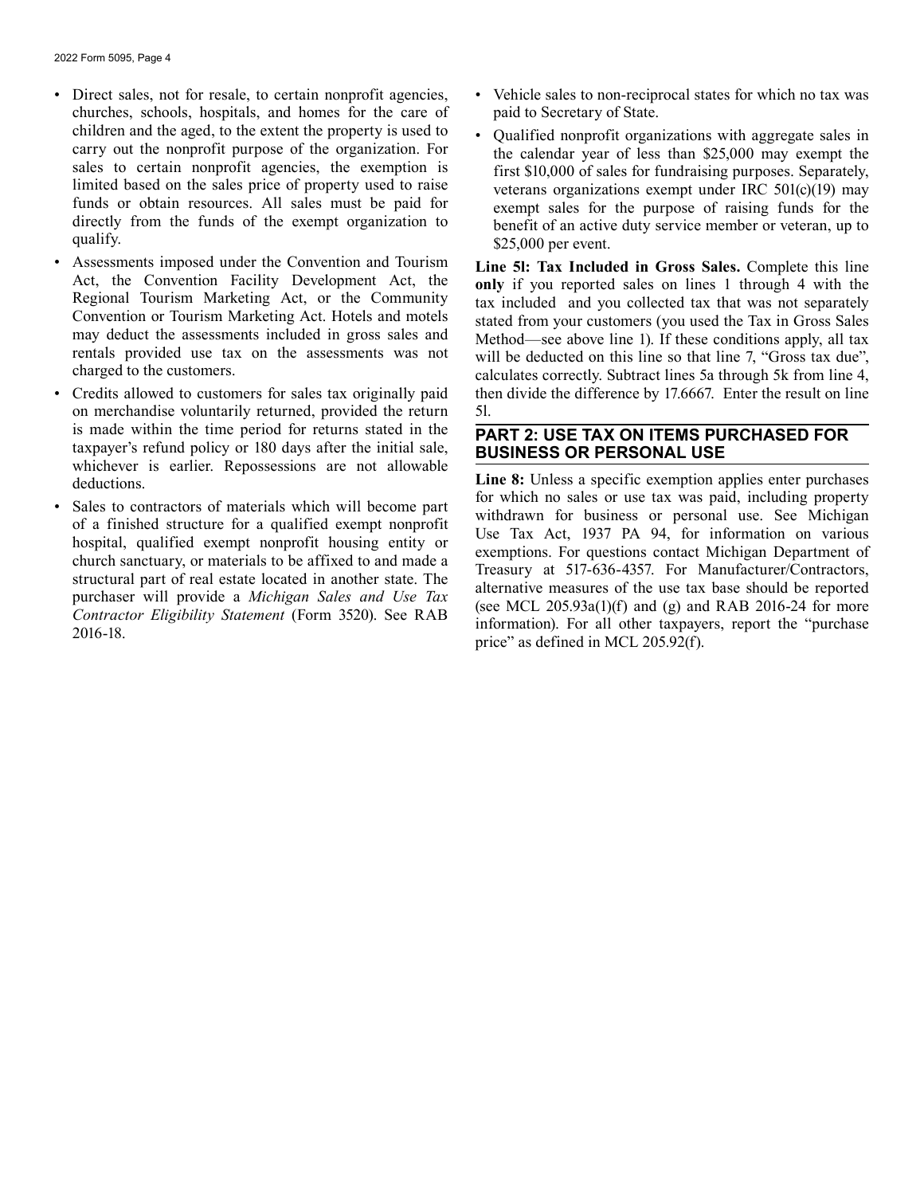- Direct sales, not for resale, to certain nonprofit agencies, churches, schools, hospitals, and homes for the care of children and the aged, to the extent the property is used to carry out the nonprofit purpose of the organization. For sales to certain nonprofit agencies, the exemption is limited based on the sales price of property used to raise funds or obtain resources. All sales must be paid for directly from the funds of the exempt organization to qualify.
- Assessments imposed under the Convention and Tourism Act, the Convention Facility Development Act, the Regional Tourism Marketing Act, or the Community Convention or Tourism Marketing Act. Hotels and motels may deduct the assessments included in gross sales and rentals provided use tax on the assessments was not charged to the customers.
- Credits allowed to customers for sales tax originally paid on merchandise voluntarily returned, provided the return is made within the time period for returns stated in the taxpayer's refund policy or 180 days after the initial sale, whichever is earlier. Repossessions are not allowable deductions.
- Sales to contractors of materials which will become part of a finished structure for a qualified exempt nonprofit hospital, qualified exempt nonprofit housing entity or church sanctuary, or materials to be affixed to and made a structural part of real estate located in another state. The purchaser will provide a *Michigan Sales and Use Tax Contractor Eligibility Statement* (Form 3520). See RAB 2016-18.
- Vehicle sales to non-reciprocal states for which no tax was paid to Secretary of State.
- Qualified nonprofit organizations with aggregate sales in the calendar year of less than $25,000 may exempt the first $10,000 of sales for fundraising purposes. Separately, veterans organizations exempt under IRC 501(c)(19) may exempt sales for the purpose of raising funds for the benefit of an active duty service member or veteran, up to $25,000 per event.

**Line 5l: Tax Included in Gross Sales.** Complete this line **only** if you reported sales on lines 1 through 4 with the tax included and you collected tax that was not separately stated from your customers (you used the Tax in Gross Sales Method—see above line 1). If these conditions apply, all tax will be deducted on this line so that line 7, "Gross tax due", calculates correctly. Subtract lines 5a through 5k from line 4, then divide the difference by 17.6667. Enter the result on line 5l.

## PART 2: USE TAX ON ITEMS PURCHASED FOR BUSINESS OR PERSONAL USE

**Line 8:** Unless a specific exemption applies enter purchases for which no sales or use tax was paid, including property withdrawn for business or personal use. See Michigan Use Tax Act, 1937 PA 94, for information on various exemptions. For questions contact Michigan Department of Treasury at 517-636-4357. For Manufacturer/Contractors, alternative measures of the use tax base should be reported (see MCL 205.93a(1)(f) and (g) and RAB 2016-24 for more information). For all other taxpayers, report the "purchase price" as defined in MCL 205.92(f).